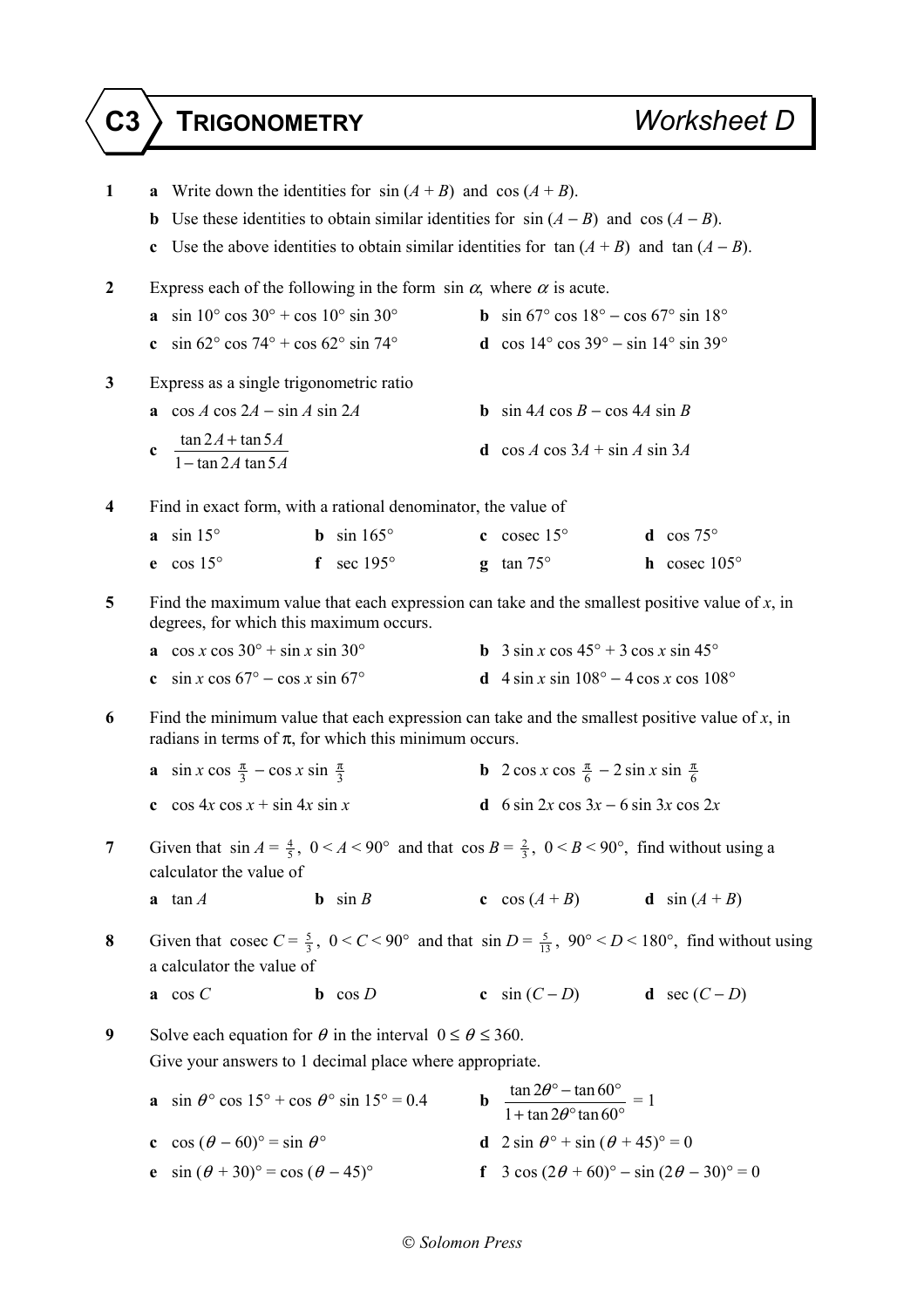# C3 TRIGONOMETRY — Worksheet D

**1** **a** Write down the identities for $\sin(A + B)$ and $\cos(A + B)$.

**b** Use these identities to obtain similar identities for $\sin(A - B)$ and $\cos(A - B)$.

**c** Use the above identities to obtain similar identities for $\tan(A + B)$ and $\tan(A - B)$.

**2** Express each of the following in the form $\sin\alpha$, where $\alpha$ is acute.

**a** $\sin 10° \cos 30° + \cos 10° \sin 30°$ **b** $\sin 67° \cos 18° - \cos 67° \sin 18°$

**c** $\sin 62° \cos 74° + \cos 62° \sin 74°$ **d** $\cos 14° \cos 39° - \sin 14° \sin 39°$

**3** Express as a single trigonometric ratio

**a** $\cos A \cos 2A - \sin A \sin 2A$ **b** $\sin 4A \cos B - \cos 4A \sin B$

**c** $\dfrac{\tan 2A + \tan 5A}{1 - \tan 2A \tan 5A}$ **d** $\cos A \cos 3A + \sin A \sin 3A$

**4** Find in exact form, with a rational denominator, the value of

**a** $\sin 15°$ **b** $\sin 165°$ **c** $\text{cosec } 15°$ **d** $\cos 75°$

**e** $\cos 15°$ **f** $\sec 195°$ **g** $\tan 75°$ **h** $\text{cosec } 105°$

**5** Find the maximum value that each expression can take and the smallest positive value of $x$, in degrees, for which this maximum occurs.

**a** $\cos x \cos 30° + \sin x \sin 30°$ **b** $3 \sin x \cos 45° + 3 \cos x \sin 45°$

**c** $\sin x \cos 67° - \cos x \sin 67°$ **d** $4 \sin x \sin 108° - 4 \cos x \cos 108°$

**6** Find the minimum value that each expression can take and the smallest positive value of $x$, in radians in terms of $\pi$, for which this minimum occurs.

**a** $\sin x \cos \frac{\pi}{3} - \cos x \sin \frac{\pi}{3}$ **b** $2 \cos x \cos \frac{\pi}{6} - 2 \sin x \sin \frac{\pi}{6}$

**c** $\cos 4x \cos x + \sin 4x \sin x$ **d** $6 \sin 2x \cos 3x - 6 \sin 3x \cos 2x$

**7** Given that $\sin A = \frac{4}{5}$, $0 < A < 90°$ and that $\cos B = \frac{2}{3}$, $0 < B < 90°$, find without using a calculator the value of

**a** $\tan A$ **b** $\sin B$ **c** $\cos(A + B)$ **d** $\sin(A + B)$

**8** Given that $\text{cosec } C = \frac{5}{3}$, $0 < C < 90°$ and that $\sin D = \frac{5}{13}$, $90° < D < 180°$, find without using a calculator the value of

**a** $\cos C$ **b** $\cos D$ **c** $\sin(C - D)$ **d** $\sec(C - D)$

**9** Solve each equation for $\theta$ in the interval $0 \le \theta \le 360$.
Give your answers to 1 decimal place where appropriate.

**a** $\sin\theta° \cos 15° + \cos\theta° \sin 15° = 0.4$ **b** $\dfrac{\tan 2\theta° - \tan 60°}{1 + \tan 2\theta° \tan 60°} = 1$

**c** $\cos(\theta - 60)° = \sin\theta°$ **d** $2 \sin\theta° + \sin(\theta + 45)° = 0$

**e** $\sin(\theta + 30)° = \cos(\theta - 45)°$ **f** $3 \cos(2\theta + 60)° - \sin(2\theta - 30)° = 0$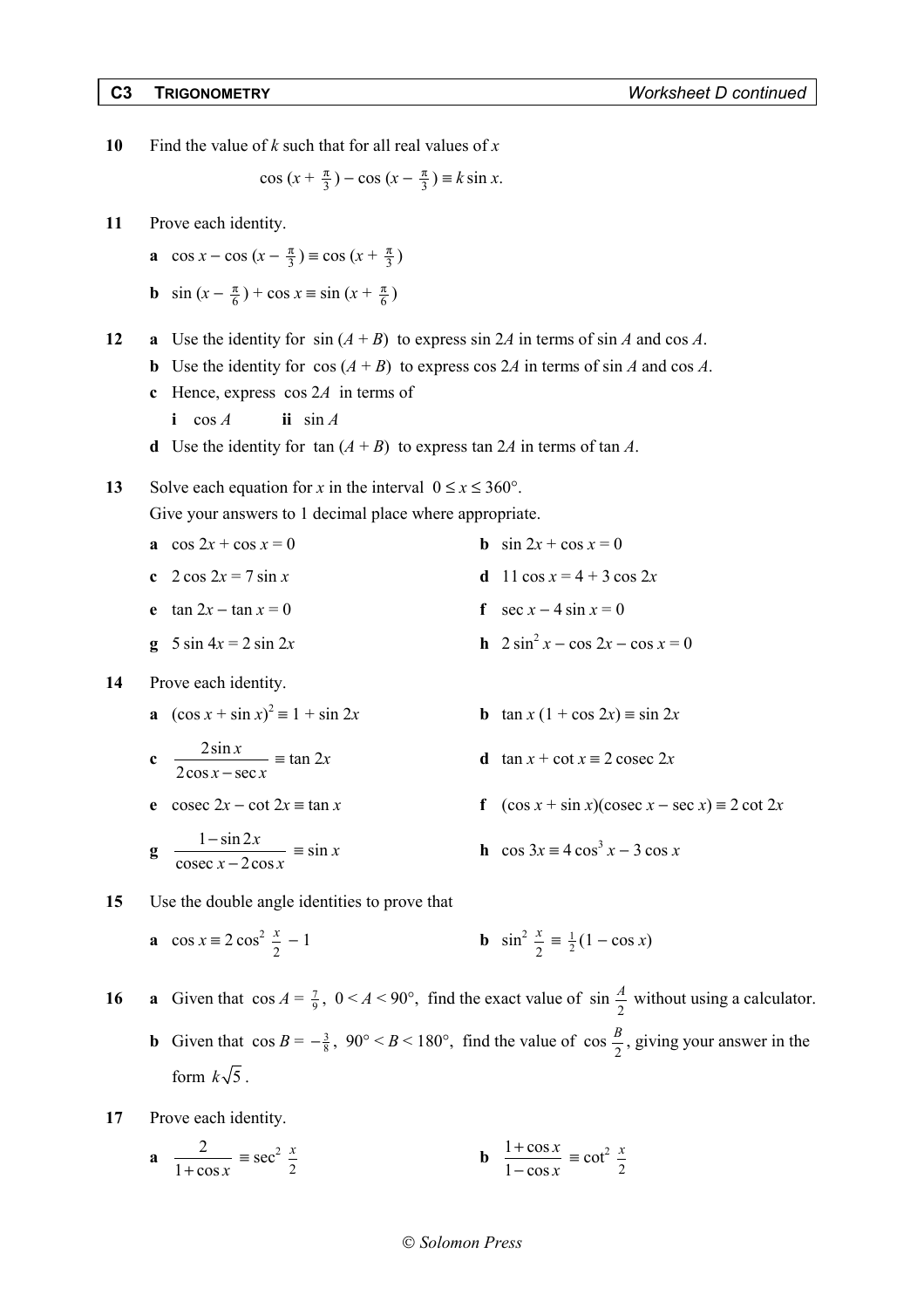**10** Find the value of $k$ such that for all real values of $x$

$$\cos\left(x + \tfrac{\pi}{3}\right) - \cos\left(x - \tfrac{\pi}{3}\right) \equiv k \sin x.$$

**11** Prove each identity.

**a** $\cos x - \cos\left(x - \tfrac{\pi}{3}\right) \equiv \cos\left(x + \tfrac{\pi}{3}\right)$

**b** $\sin\left(x - \tfrac{\pi}{6}\right) + \cos x \equiv \sin\left(x + \tfrac{\pi}{6}\right)$

**12** **a** Use the identity for $\sin(A + B)$ to express $\sin 2A$ in terms of $\sin A$ and $\cos A$.

**b** Use the identity for $\cos(A + B)$ to express $\cos 2A$ in terms of $\sin A$ and $\cos A$.

**c** Hence, express $\cos 2A$ in terms of

**i** $\cos A$ **ii** $\sin A$

**d** Use the identity for $\tan(A + B)$ to express $\tan 2A$ in terms of $\tan A$.

**13** Solve each equation for $x$ in the interval $0 \le x \le 360°$.
Give your answers to 1 decimal place where appropriate.

**a** $\cos 2x + \cos x = 0$

**b** $\sin 2x + \cos x = 0$

**c** $2\cos 2x = 7\sin x$

**d** $11\cos x = 4 + 3\cos 2x$

**e** $\tan 2x - \tan x = 0$

**f** $\sec x - 4\sin x = 0$

**g** $5\sin 4x = 2\sin 2x$

**h** $2\sin^2 x - \cos 2x - \cos x = 0$

**14** Prove each identity.

**a** $(\cos x + \sin x)^2 \equiv 1 + \sin 2x$

**b** $\tan x(1 + \cos 2x) \equiv \sin 2x$

**c** $\dfrac{2\sin x}{2\cos x - \sec x} \equiv \tan 2x$

**d** $\tan x + \cot x \equiv 2\operatorname{cosec} 2x$

**e** $\operatorname{cosec} 2x - \cot 2x \equiv \tan x$

**f** $(\cos x + \sin x)(\operatorname{cosec} x - \sec x) \equiv 2\cot 2x$

**g** $\dfrac{1 - \sin 2x}{\operatorname{cosec} x - 2\cos x} \equiv \sin x$

**h** $\cos 3x \equiv 4\cos^3 x - 3\cos x$

**15** Use the double angle identities to prove that

**a** $\cos x \equiv 2\cos^2 \frac{x}{2} - 1$

**b** $\sin^2 \frac{x}{2} \equiv \frac{1}{2}(1 - \cos x)$

**16** **a** Given that $\cos A = \frac{7}{9}$, $0 < A < 90°$, find the exact value of $\sin \dfrac{A}{2}$ without using a calculator.

**b** Given that $\cos B = -\frac{3}{8}$, $90° < B < 180°$, find the value of $\cos \dfrac{B}{2}$, giving your answer in the form $k\sqrt{5}$.

**17** Prove each identity.

**a** $\dfrac{2}{1 + \cos x} \equiv \sec^2 \dfrac{x}{2}$

**b** $\dfrac{1 + \cos x}{1 - \cos x} \equiv \cot^2 \dfrac{x}{2}$